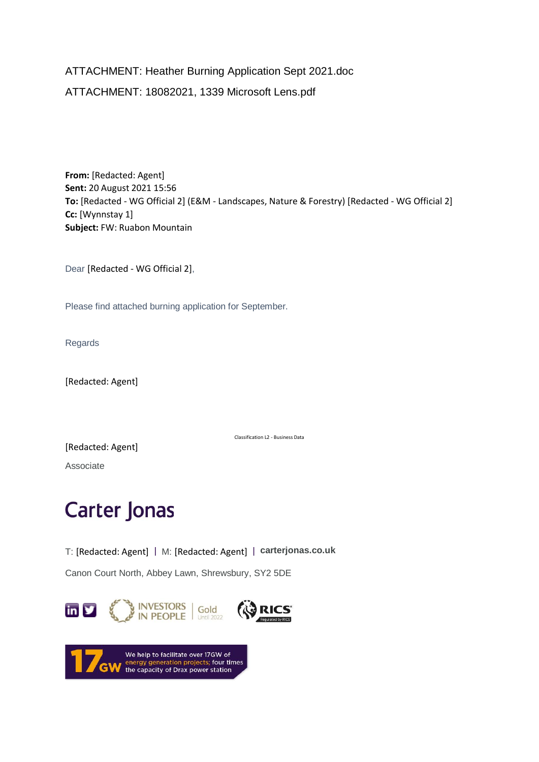ATTACHMENT: Heather Burning Application Sept 2021.doc

ATTACHMENT: 18082021, 1339 Microsoft Lens.pdf

**From:** [Redacted: Agent]
**Sent:** 20 August 2021 15:56
**To:** [Redacted - WG Official 2] (E&M - Landscapes, Nature & Forestry) [Redacted - WG Official 2]
**Cc:** [Wynnstay 1]
**Subject:** FW: Ruabon Mountain

Dear [Redacted - WG Official 2],

Please find attached burning application for September.

Regards

[Redacted: Agent]

Classification L2 - Business Data

[Redacted: Agent]

Associate

Carter Jonas

T: [Redacted: Agent] | M: [Redacted: Agent] | carterjonas.co.uk

Canon Court North, Abbey Lawn, Shrewsbury, SY2 5DE

INVESTORS IN PEOPLE | Gold Until 2022

RICS Regulated by RICS

17GW We help to facilitate over 17GW of energy generation projects; four times the capacity of Drax power station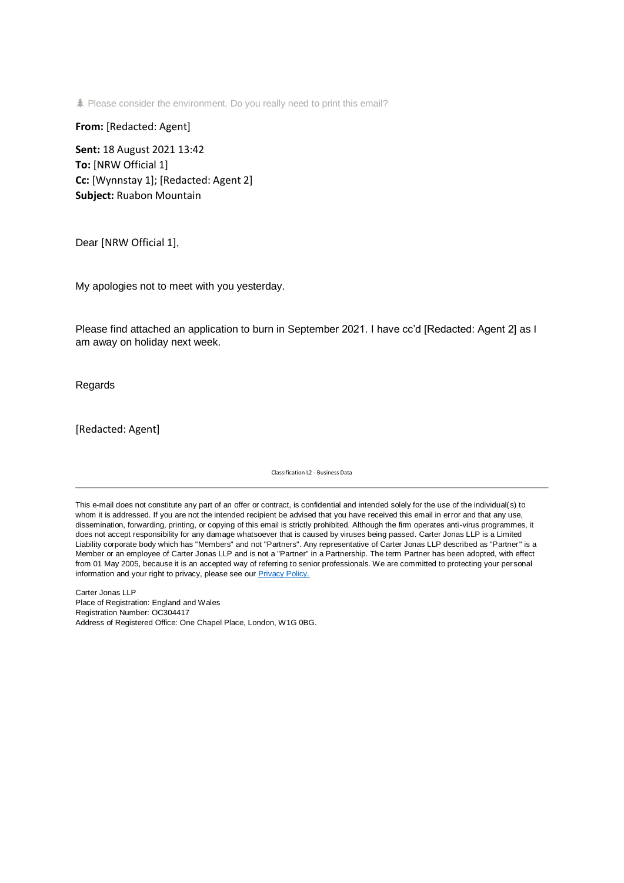🌲 Please consider the environment. Do you really need to print this email?

**From:** [Redacted: Agent]

**Sent:** 18 August 2021 13:42
**To:** [NRW Official 1]
**Cc:** [Wynnstay 1]; [Redacted: Agent 2]
**Subject:** Ruabon Mountain

Dear [NRW Official 1],

My apologies not to meet with you yesterday.

Please find attached an application to burn in September 2021. I have cc'd [Redacted: Agent 2] as I am away on holiday next week.

Regards

[Redacted: Agent]

Classification L2 - Business Data

---

This e-mail does not constitute any part of an offer or contract, is confidential and intended solely for the use of the individual(s) to whom it is addressed. If you are not the intended recipient be advised that you have received this email in error and that any use, dissemination, forwarding, printing, or copying of this email is strictly prohibited. Although the firm operates anti-virus programmes, it does not accept responsibility for any damage whatsoever that is caused by viruses being passed. Carter Jonas LLP is a Limited Liability corporate body which has "Members" and not "Partners". Any representative of Carter Jonas LLP described as "Partner" is a Member or an employee of Carter Jonas LLP and is not a "Partner" in a Partnership. The term Partner has been adopted, with effect from 01 May 2005, because it is an accepted way of referring to senior professionals. We are committed to protecting your personal information and your right to privacy, please see our Privacy Policy.

Carter Jonas LLP
Place of Registration: England and Wales
Registration Number: OC304417
Address of Registered Office: One Chapel Place, London, W1G 0BG.